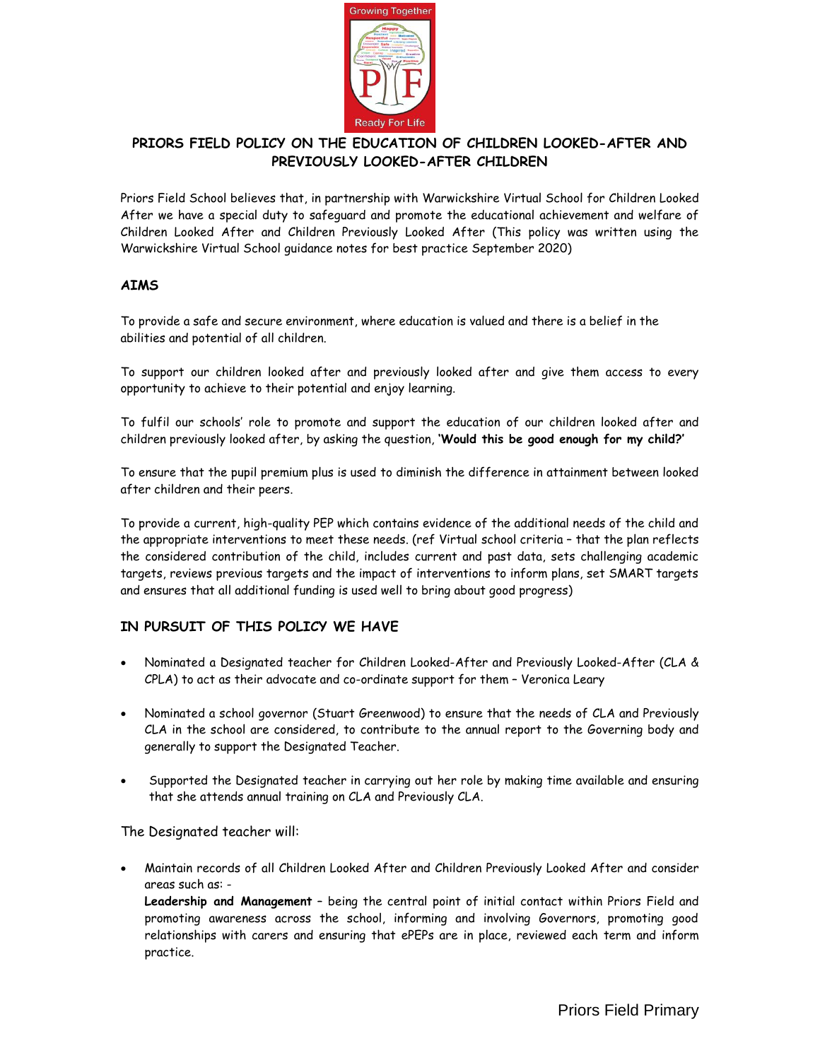# PRIORS FIELD POLICY ON THE EDUCATION OF CHILDREN LOOKED-AFTER AND PREVIOUSLY LOOKED-AFTER CHILDREN

Priors Field School believes that, in partnership with Warwickshire Virtual School for Children Looked After we have a special duty to safeguard and promote the educational achievement and welfare of Children Looked After and Children Previously Looked After (This policy was written using the Warwickshire Virtual School guidance notes for best practice September 2020)

## AIMS

To provide a safe and secure environment, where education is valued and there is a belief in the abilities and potential of all children.

To support our children looked after and previously looked after and give them access to every opportunity to achieve to their potential and enjoy learning.

To fulfil our schools' role to promote and support the education of our children looked after and children previously looked after, by asking the question, **'Would this be good enough for my child?'**

To ensure that the pupil premium plus is used to diminish the difference in attainment between looked after children and their peers.

To provide a current, high-quality PEP which contains evidence of the additional needs of the child and the appropriate interventions to meet these needs. (ref Virtual school criteria – that the plan reflects the considered contribution of the child, includes current and past data, sets challenging academic targets, reviews previous targets and the impact of interventions to inform plans, set SMART targets and ensures that all additional funding is used well to bring about good progress)

## IN PURSUIT OF THIS POLICY WE HAVE

- Nominated a Designated teacher for Children Looked-After and Previously Looked-After (CLA & CPLA) to act as their advocate and co-ordinate support for them – Veronica Leary
- Nominated a school governor (Stuart Greenwood) to ensure that the needs of CLA and Previously CLA in the school are considered, to contribute to the annual report to the Governing body and generally to support the Designated Teacher.
- Supported the Designated teacher in carrying out her role by making time available and ensuring that she attends annual training on CLA and Previously CLA.

The Designated teacher will:

- Maintain records of all Children Looked After and Children Previously Looked After and consider areas such as: -
  **Leadership and Management** – being the central point of initial contact within Priors Field and promoting awareness across the school, informing and involving Governors, promoting good relationships with carers and ensuring that ePEPs are in place, reviewed each term and inform practice.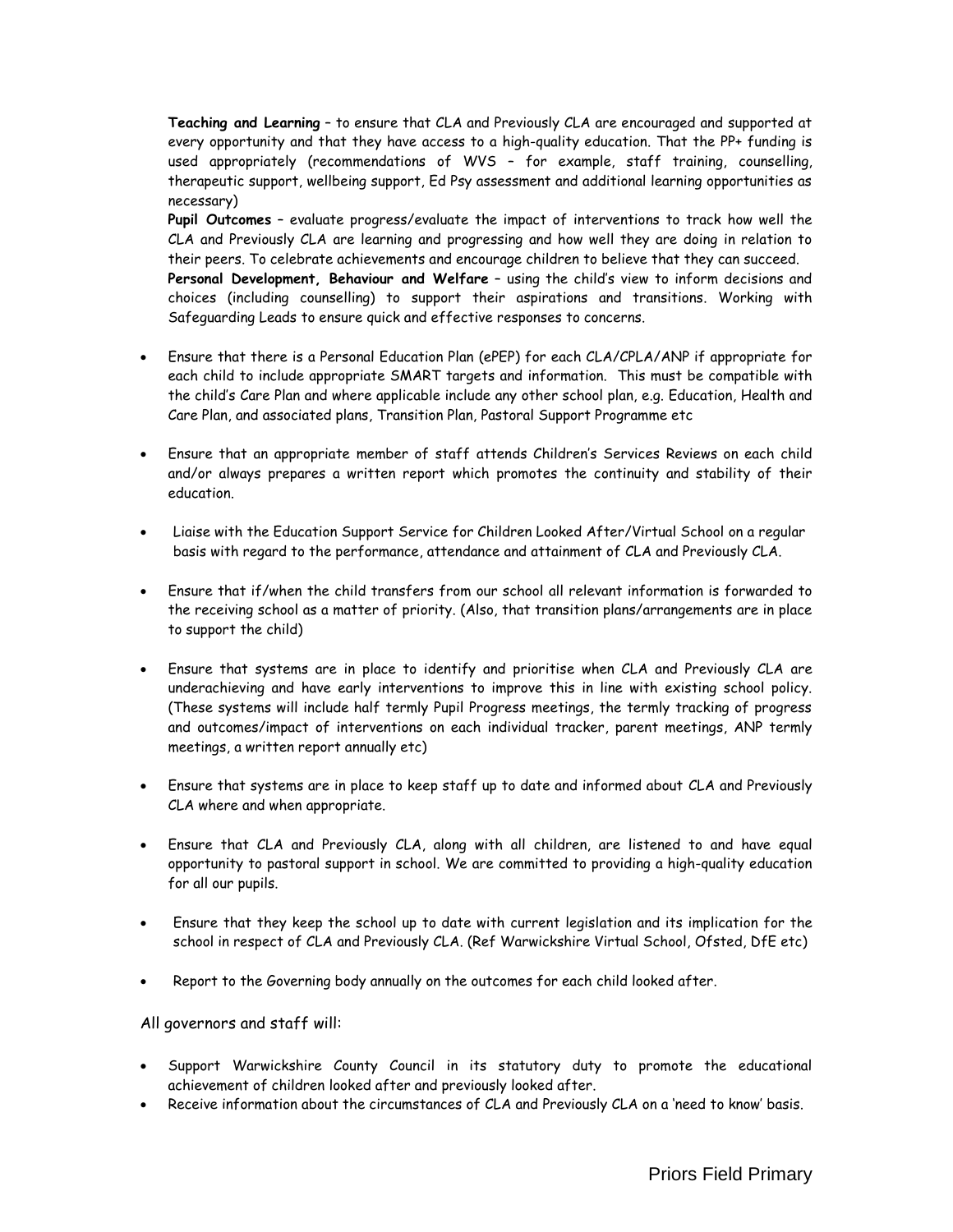**Teaching and Learning** – to ensure that CLA and Previously CLA are encouraged and supported at every opportunity and that they have access to a high-quality education. That the PP+ funding is used appropriately (recommendations of WVS – for example, staff training, counselling, therapeutic support, wellbeing support, Ed Psy assessment and additional learning opportunities as necessary)

**Pupil Outcomes** – evaluate progress/evaluate the impact of interventions to track how well the CLA and Previously CLA are learning and progressing and how well they are doing in relation to their peers. To celebrate achievements and encourage children to believe that they can succeed.

**Personal Development, Behaviour and Welfare** – using the child's view to inform decisions and choices (including counselling) to support their aspirations and transitions. Working with Safeguarding Leads to ensure quick and effective responses to concerns.

- Ensure that there is a Personal Education Plan (ePEP) for each CLA/CPLA/ANP if appropriate for each child to include appropriate SMART targets and information. This must be compatible with the child's Care Plan and where applicable include any other school plan, e.g. Education, Health and Care Plan, and associated plans, Transition Plan, Pastoral Support Programme etc

- Ensure that an appropriate member of staff attends Children's Services Reviews on each child and/or always prepares a written report which promotes the continuity and stability of their education.

- Liaise with the Education Support Service for Children Looked After/Virtual School on a regular basis with regard to the performance, attendance and attainment of CLA and Previously CLA.

- Ensure that if/when the child transfers from our school all relevant information is forwarded to the receiving school as a matter of priority. (Also, that transition plans/arrangements are in place to support the child)

- Ensure that systems are in place to identify and prioritise when CLA and Previously CLA are underachieving and have early interventions to improve this in line with existing school policy. (These systems will include half termly Pupil Progress meetings, the termly tracking of progress and outcomes/impact of interventions on each individual tracker, parent meetings, ANP termly meetings, a written report annually etc)

- Ensure that systems are in place to keep staff up to date and informed about CLA and Previously CLA where and when appropriate.

- Ensure that CLA and Previously CLA, along with all children, are listened to and have equal opportunity to pastoral support in school. We are committed to providing a high-quality education for all our pupils.

- Ensure that they keep the school up to date with current legislation and its implication for the school in respect of CLA and Previously CLA. (Ref Warwickshire Virtual School, Ofsted, DfE etc)

- Report to the Governing body annually on the outcomes for each child looked after.

All governors and staff will:

- Support Warwickshire County Council in its statutory duty to promote the educational achievement of children looked after and previously looked after.
- Receive information about the circumstances of CLA and Previously CLA on a 'need to know' basis.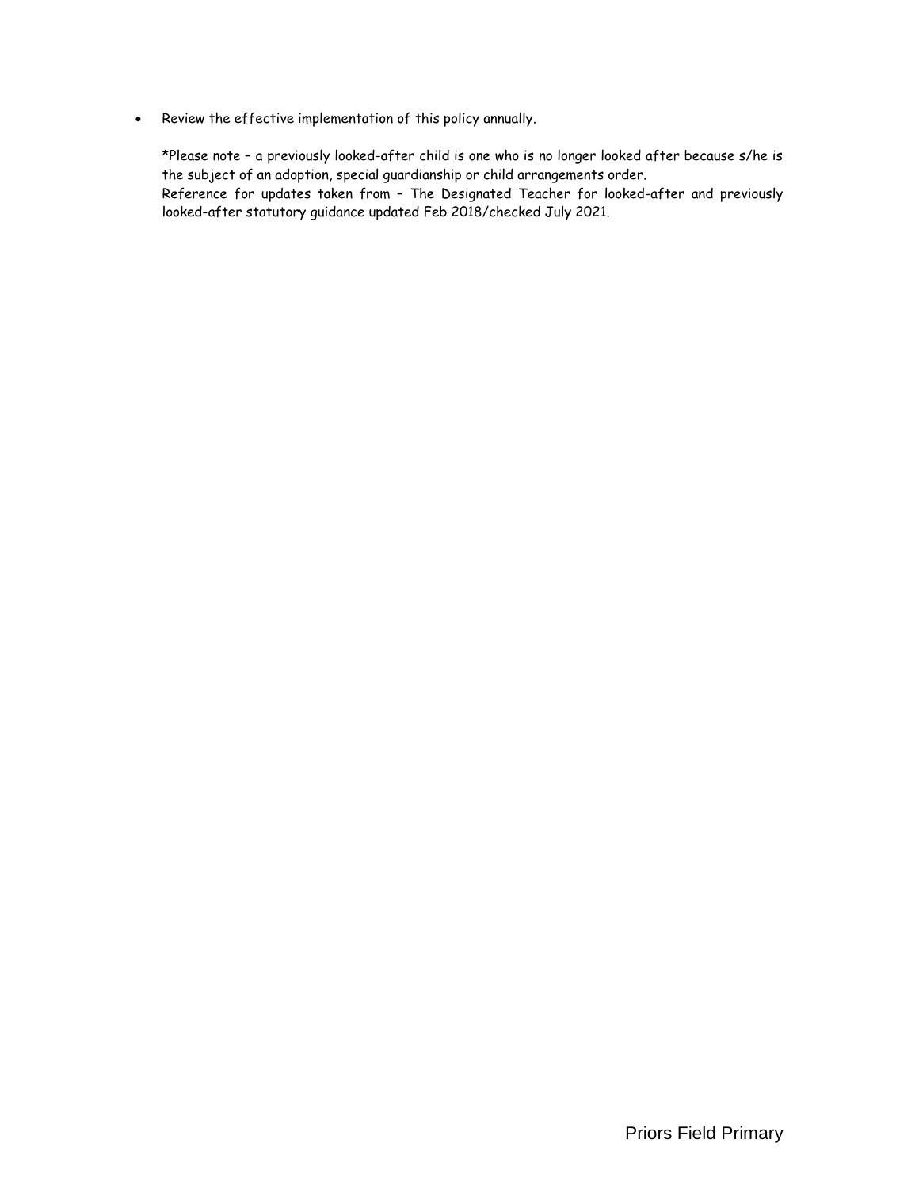- Review the effective implementation of this policy annually.

*Please note – a previously looked-after child is one who is no longer looked after because s/he is the subject of an adoption, special guardianship or child arrangements order.
Reference for updates taken from – The Designated Teacher for looked-after and previously looked-after statutory guidance updated Feb 2018/checked July 2021.